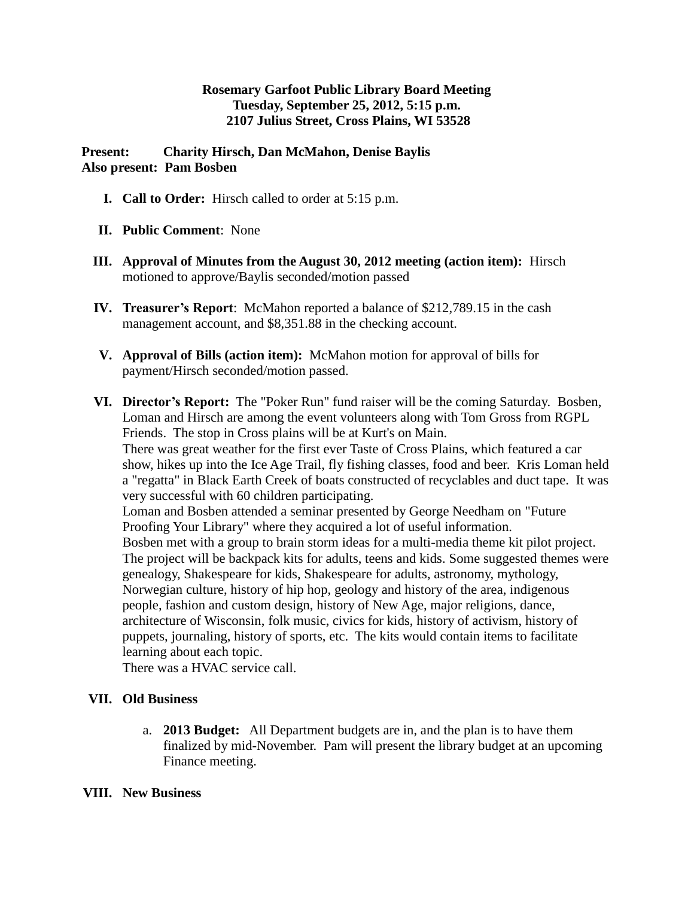**Rosemary Garfoot Public Library Board Meeting**
**Tuesday, September 25, 2012, 5:15 p.m.**
**2107 Julius Street, Cross Plains, WI 53528**

**Present:** **Charity Hirsch, Dan McMahon, Denise Baylis**
**Also present: Pam Bosben**

I. **Call to Order:** Hirsch called to order at 5:15 p.m.

II. **Public Comment**: None

III. **Approval of Minutes from the August 30, 2012 meeting (action item):** Hirsch motioned to approve/Baylis seconded/motion passed

IV. **Treasurer's Report**: McMahon reported a balance of $212,789.15 in the cash management account, and $8,351.88 in the checking account.

V. **Approval of Bills (action item):** McMahon motion for approval of bills for payment/Hirsch seconded/motion passed.

VI. **Director's Report:** The "Poker Run" fund raiser will be the coming Saturday. Bosben, Loman and Hirsch are among the event volunteers along with Tom Gross from RGPL Friends. The stop in Cross plains will be at Kurt's on Main.
There was great weather for the first ever Taste of Cross Plains, which featured a car show, hikes up into the Ice Age Trail, fly fishing classes, food and beer. Kris Loman held a "regatta" in Black Earth Creek of boats constructed of recyclables and duct tape. It was very successful with 60 children participating.
Loman and Bosben attended a seminar presented by George Needham on "Future Proofing Your Library" where they acquired a lot of useful information.
Bosben met with a group to brain storm ideas for a multi-media theme kit pilot project. The project will be backpack kits for adults, teens and kids. Some suggested themes were genealogy, Shakespeare for kids, Shakespeare for adults, astronomy, mythology, Norwegian culture, history of hip hop, geology and history of the area, indigenous people, fashion and custom design, history of New Age, major religions, dance, architecture of Wisconsin, folk music, civics for kids, history of activism, history of puppets, journaling, history of sports, etc. The kits would contain items to facilitate learning about each topic.
There was a HVAC service call.

VII. **Old Business**

a. **2013 Budget:** All Department budgets are in, and the plan is to have them finalized by mid-November. Pam will present the library budget at an upcoming Finance meeting.

VIII. **New Business**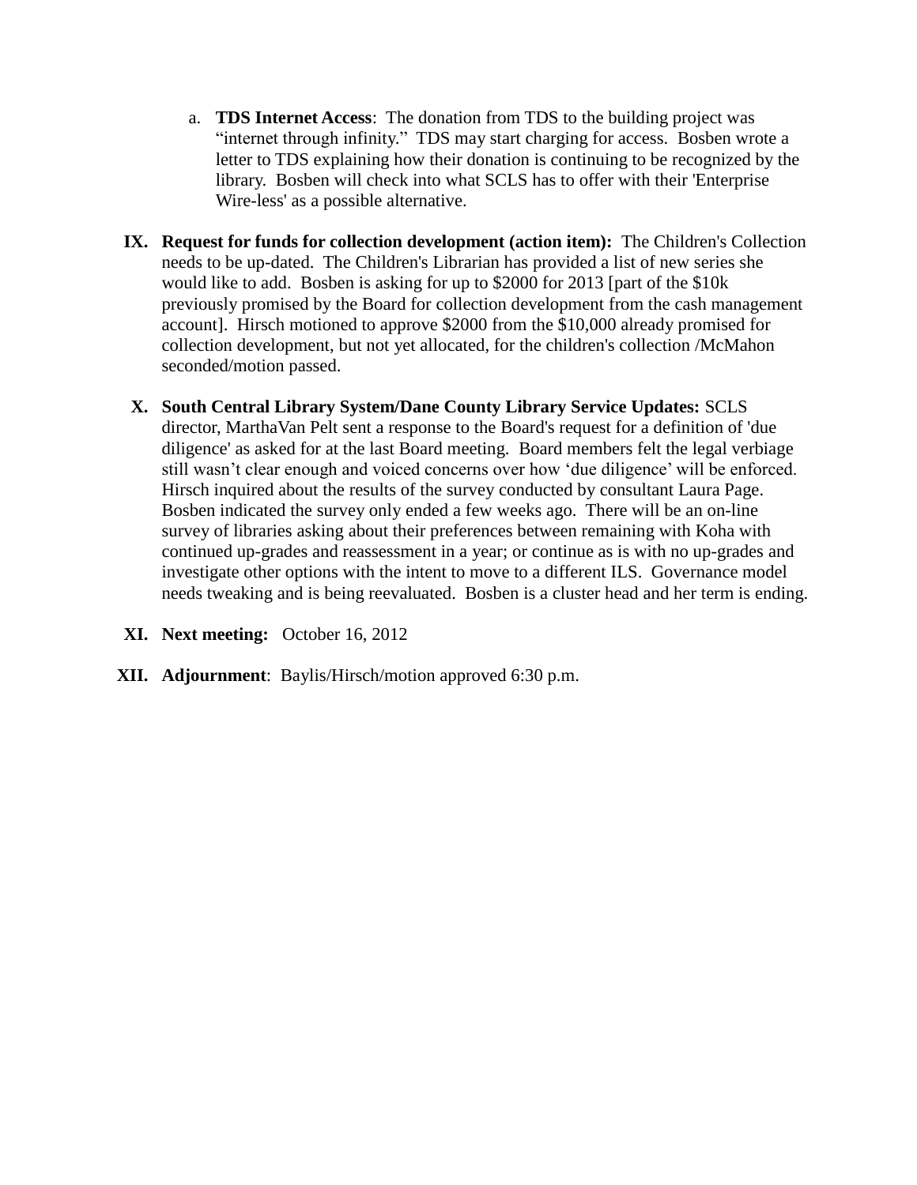a. **TDS Internet Access**: The donation from TDS to the building project was "internet through infinity." TDS may start charging for access. Bosben wrote a letter to TDS explaining how their donation is continuing to be recognized by the library. Bosben will check into what SCLS has to offer with their 'Enterprise Wire-less' as a possible alternative.

IX. **Request for funds for collection development (action item):** The Children's Collection needs to be up-dated. The Children's Librarian has provided a list of new series she would like to add. Bosben is asking for up to $2000 for 2013 [part of the $10k previously promised by the Board for collection development from the cash management account]. Hirsch motioned to approve $2000 from the $10,000 already promised for collection development, but not yet allocated, for the children's collection /McMahon seconded/motion passed.

X. **South Central Library System/Dane County Library Service Updates:** SCLS director, MarthaVan Pelt sent a response to the Board's request for a definition of 'due diligence' as asked for at the last Board meeting. Board members felt the legal verbiage still wasn't clear enough and voiced concerns over how 'due diligence' will be enforced. Hirsch inquired about the results of the survey conducted by consultant Laura Page. Bosben indicated the survey only ended a few weeks ago. There will be an on-line survey of libraries asking about their preferences between remaining with Koha with continued up-grades and reassessment in a year; or continue as is with no up-grades and investigate other options with the intent to move to a different ILS. Governance model needs tweaking and is being reevaluated. Bosben is a cluster head and her term is ending.

XI. **Next meeting:** October 16, 2012

XII. **Adjournment**: Baylis/Hirsch/motion approved 6:30 p.m.